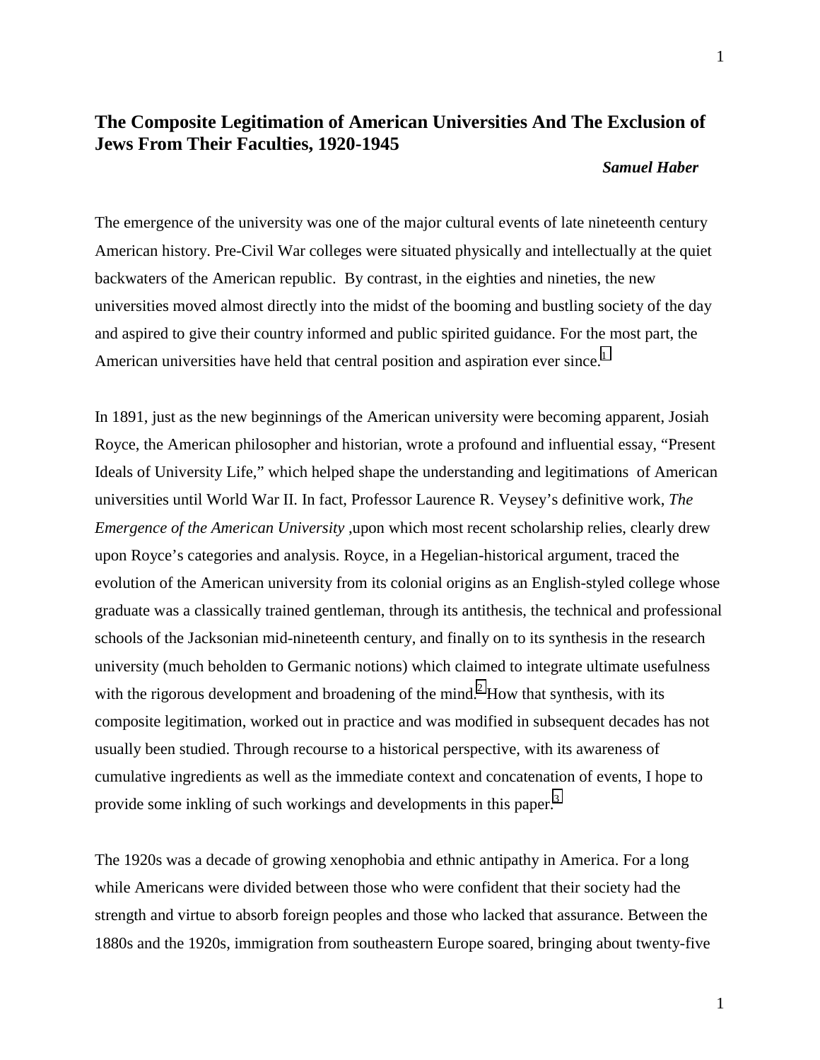# The Composite Legitimation of American Universities And The Exclusion of Jews From Their Faculties, 1920-1945

***Samuel Haber***

The emergence of the university was one of the major cultural events of late nineteenth century American history. Pre-Civil War colleges were situated physically and intellectually at the quiet backwaters of the American republic. By contrast, in the eighties and nineties, the new universities moved almost directly into the midst of the booming and bustling society of the day and aspired to give their country informed and public spirited guidance. For the most part, the American universities have held that central position and aspiration ever since.[1]

In 1891, just as the new beginnings of the American university were becoming apparent, Josiah Royce, the American philosopher and historian, wrote a profound and influential essay, "Present Ideals of University Life," which helped shape the understanding and legitimations of American universities until World War II. In fact, Professor Laurence R. Veysey's definitive work, *The Emergence of the American University* ,upon which most recent scholarship relies, clearly drew upon Royce's categories and analysis. Royce, in a Hegelian-historical argument, traced the evolution of the American university from its colonial origins as an English-styled college whose graduate was a classically trained gentleman, through its antithesis, the technical and professional schools of the Jacksonian mid-nineteenth century, and finally on to its synthesis in the research university (much beholden to Germanic notions) which claimed to integrate ultimate usefulness with the rigorous development and broadening of the mind.[2] How that synthesis, with its composite legitimation, worked out in practice and was modified in subsequent decades has not usually been studied. Through recourse to a historical perspective, with its awareness of cumulative ingredients as well as the immediate context and concatenation of events, I hope to provide some inkling of such workings and developments in this paper.[3]

The 1920s was a decade of growing xenophobia and ethnic antipathy in America. For a long while Americans were divided between those who were confident that their society had the strength and virtue to absorb foreign peoples and those who lacked that assurance. Between the 1880s and the 1920s, immigration from southeastern Europe soared, bringing about twenty-five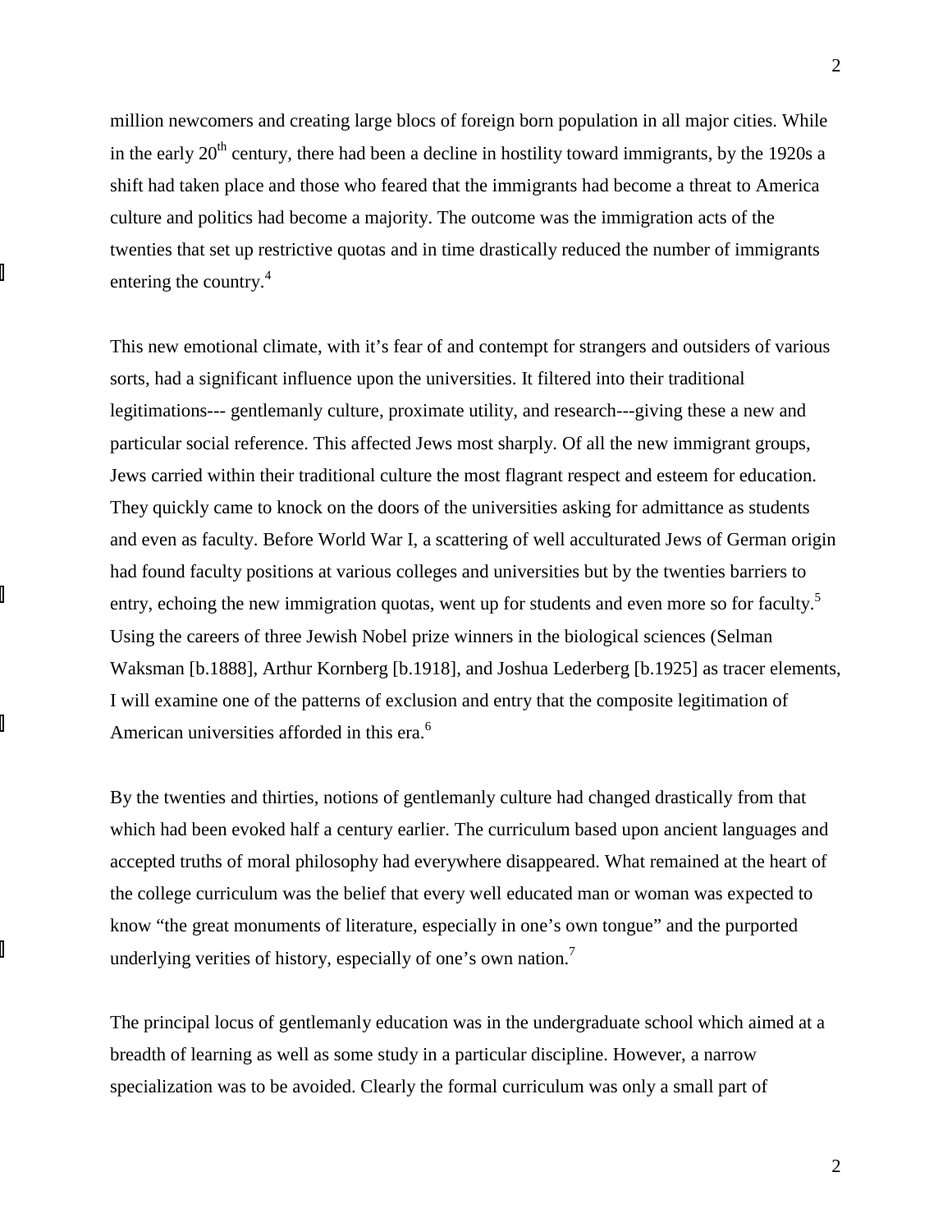million newcomers and creating large blocs of foreign born population in all major cities. While in the early 20th century, there had been a decline in hostility toward immigrants, by the 1920s a shift had taken place and those who feared that the immigrants had become a threat to America culture and politics had become a majority. The outcome was the immigration acts of the twenties that set up restrictive quotas and in time drastically reduced the number of immigrants entering the country.[4]

This new emotional climate, with it's fear of and contempt for strangers and outsiders of various sorts, had a significant influence upon the universities. It filtered into their traditional legitimations--- gentlemanly culture, proximate utility, and research---giving these a new and particular social reference. This affected Jews most sharply. Of all the new immigrant groups, Jews carried within their traditional culture the most flagrant respect and esteem for education. They quickly came to knock on the doors of the universities asking for admittance as students and even as faculty. Before World War I, a scattering of well acculturated Jews of German origin had found faculty positions at various colleges and universities but by the twenties barriers to entry, echoing the new immigration quotas, went up for students and even more so for faculty.[5] Using the careers of three Jewish Nobel prize winners in the biological sciences (Selman Waksman [b.1888], Arthur Kornberg [b.1918], and Joshua Lederberg [b.1925] as tracer elements, I will examine one of the patterns of exclusion and entry that the composite legitimation of American universities afforded in this era.[6]

By the twenties and thirties, notions of gentlemanly culture had changed drastically from that which had been evoked half a century earlier. The curriculum based upon ancient languages and accepted truths of moral philosophy had everywhere disappeared. What remained at the heart of the college curriculum was the belief that every well educated man or woman was expected to know "the great monuments of literature, especially in one's own tongue" and the purported underlying verities of history, especially of one's own nation.[7]

The principal locus of gentlemanly education was in the undergraduate school which aimed at a breadth of learning as well as some study in a particular discipline. However, a narrow specialization was to be avoided. Clearly the formal curriculum was only a small part of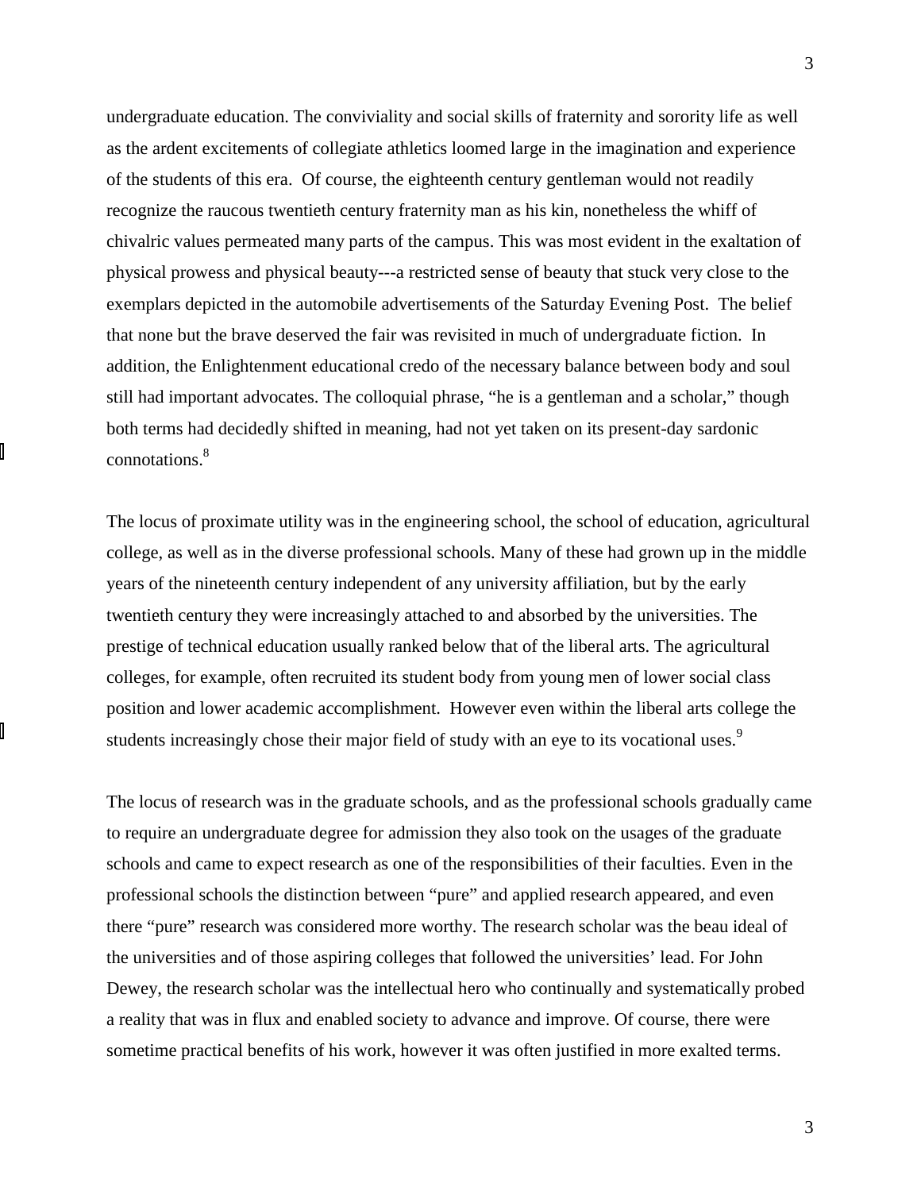undergraduate education. The conviviality and social skills of fraternity and sorority life as well as the ardent excitements of collegiate athletics loomed large in the imagination and experience of the students of this era. Of course, the eighteenth century gentleman would not readily recognize the raucous twentieth century fraternity man as his kin, nonetheless the whiff of chivalric values permeated many parts of the campus. This was most evident in the exaltation of physical prowess and physical beauty---a restricted sense of beauty that stuck very close to the exemplars depicted in the automobile advertisements of the Saturday Evening Post. The belief that none but the brave deserved the fair was revisited in much of undergraduate fiction. In addition, the Enlightenment educational credo of the necessary balance between body and soul still had important advocates. The colloquial phrase, "he is a gentleman and a scholar," though both terms had decidedly shifted in meaning, had not yet taken on its present-day sardonic connotations.[8]

The locus of proximate utility was in the engineering school, the school of education, agricultural college, as well as in the diverse professional schools. Many of these had grown up in the middle years of the nineteenth century independent of any university affiliation, but by the early twentieth century they were increasingly attached to and absorbed by the universities. The prestige of technical education usually ranked below that of the liberal arts. The agricultural colleges, for example, often recruited its student body from young men of lower social class position and lower academic accomplishment. However even within the liberal arts college the students increasingly chose their major field of study with an eye to its vocational uses.[9]

The locus of research was in the graduate schools, and as the professional schools gradually came to require an undergraduate degree for admission they also took on the usages of the graduate schools and came to expect research as one of the responsibilities of their faculties. Even in the professional schools the distinction between "pure" and applied research appeared, and even there "pure" research was considered more worthy. The research scholar was the beau ideal of the universities and of those aspiring colleges that followed the universities' lead. For John Dewey, the research scholar was the intellectual hero who continually and systematically probed a reality that was in flux and enabled society to advance and improve. Of course, there were sometime practical benefits of his work, however it was often justified in more exalted terms.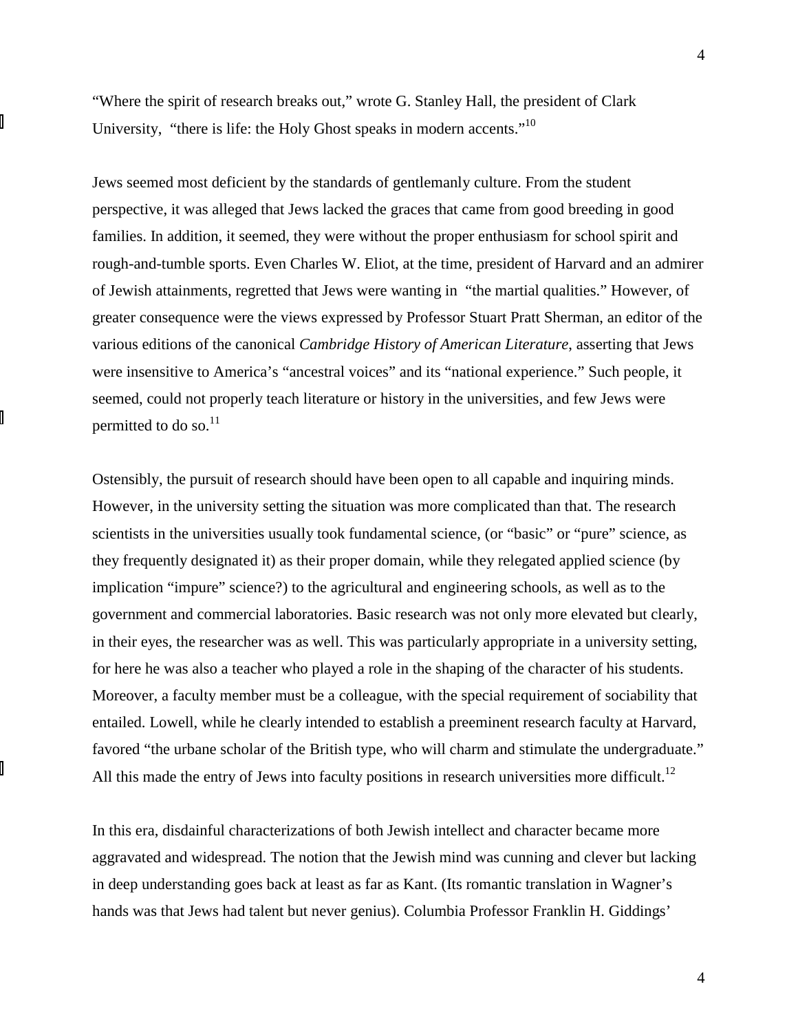"Where the spirit of research breaks out," wrote G. Stanley Hall, the president of Clark University, "there is life: the Holy Ghost speaks in modern accents."[10]

Jews seemed most deficient by the standards of gentlemanly culture. From the student perspective, it was alleged that Jews lacked the graces that came from good breeding in good families. In addition, it seemed, they were without the proper enthusiasm for school spirit and rough-and-tumble sports. Even Charles W. Eliot, at the time, president of Harvard and an admirer of Jewish attainments, regretted that Jews were wanting in "the martial qualities." However, of greater consequence were the views expressed by Professor Stuart Pratt Sherman, an editor of the various editions of the canonical *Cambridge History of American Literature*, asserting that Jews were insensitive to America's "ancestral voices" and its "national experience." Such people, it seemed, could not properly teach literature or history in the universities, and few Jews were permitted to do so.[11]

Ostensibly, the pursuit of research should have been open to all capable and inquiring minds. However, in the university setting the situation was more complicated than that. The research scientists in the universities usually took fundamental science, (or "basic" or "pure" science, as they frequently designated it) as their proper domain, while they relegated applied science (by implication "impure" science?) to the agricultural and engineering schools, as well as to the government and commercial laboratories. Basic research was not only more elevated but clearly, in their eyes, the researcher was as well. This was particularly appropriate in a university setting, for here he was also a teacher who played a role in the shaping of the character of his students. Moreover, a faculty member must be a colleague, with the special requirement of sociability that entailed. Lowell, while he clearly intended to establish a preeminent research faculty at Harvard, favored "the urbane scholar of the British type, who will charm and stimulate the undergraduate." All this made the entry of Jews into faculty positions in research universities more difficult.[12]

In this era, disdainful characterizations of both Jewish intellect and character became more aggravated and widespread. The notion that the Jewish mind was cunning and clever but lacking in deep understanding goes back at least as far as Kant. (Its romantic translation in Wagner's hands was that Jews had talent but never genius). Columbia Professor Franklin H. Giddings'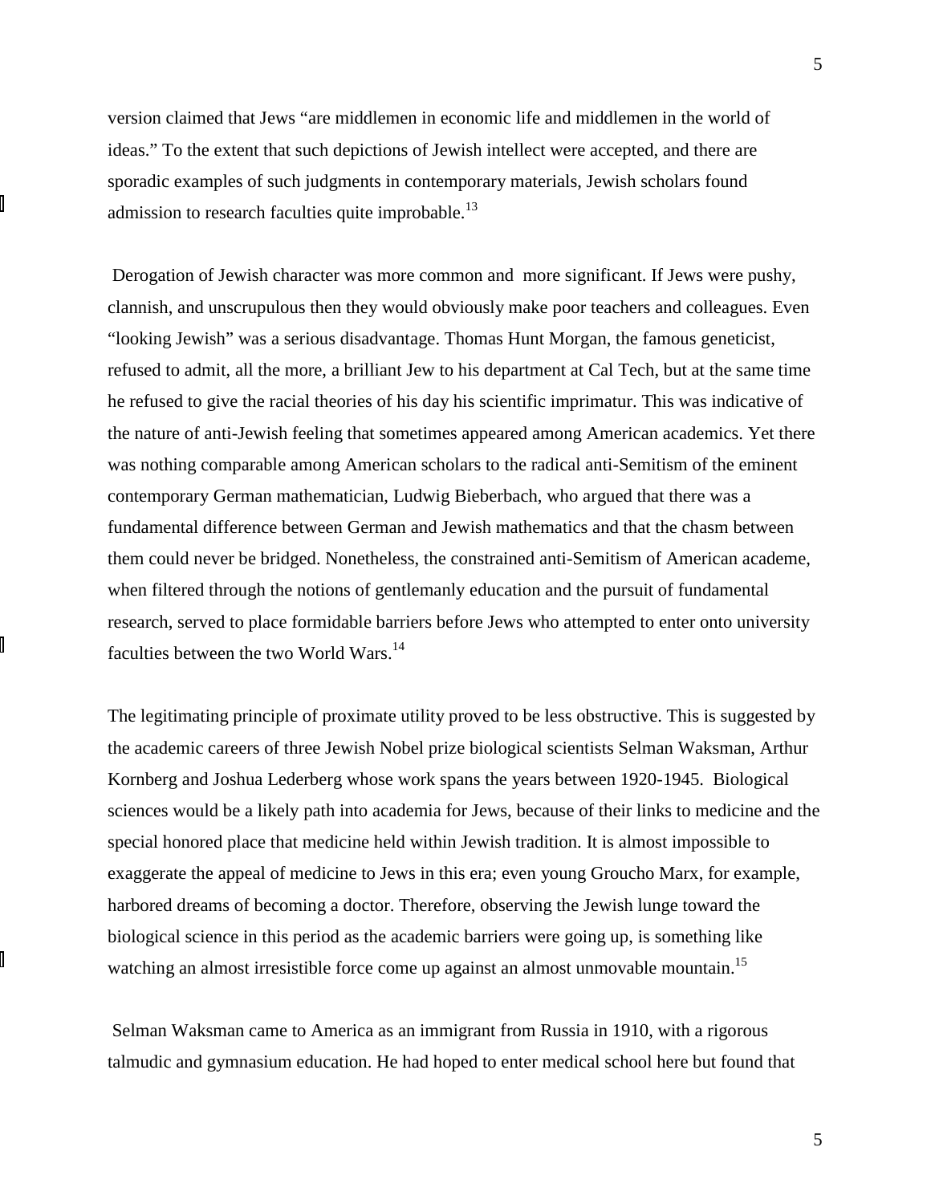version claimed that Jews "are middlemen in economic life and middlemen in the world of ideas." To the extent that such depictions of Jewish intellect were accepted, and there are sporadic examples of such judgments in contemporary materials, Jewish scholars found admission to research faculties quite improbable.[13]

Derogation of Jewish character was more common and more significant. If Jews were pushy, clannish, and unscrupulous then they would obviously make poor teachers and colleagues. Even "looking Jewish" was a serious disadvantage. Thomas Hunt Morgan, the famous geneticist, refused to admit, all the more, a brilliant Jew to his department at Cal Tech, but at the same time he refused to give the racial theories of his day his scientific imprimatur. This was indicative of the nature of anti-Jewish feeling that sometimes appeared among American academics. Yet there was nothing comparable among American scholars to the radical anti-Semitism of the eminent contemporary German mathematician, Ludwig Bieberbach, who argued that there was a fundamental difference between German and Jewish mathematics and that the chasm between them could never be bridged. Nonetheless, the constrained anti-Semitism of American academe, when filtered through the notions of gentlemanly education and the pursuit of fundamental research, served to place formidable barriers before Jews who attempted to enter onto university faculties between the two World Wars.[14]

The legitimating principle of proximate utility proved to be less obstructive. This is suggested by the academic careers of three Jewish Nobel prize biological scientists Selman Waksman, Arthur Kornberg and Joshua Lederberg whose work spans the years between 1920-1945. Biological sciences would be a likely path into academia for Jews, because of their links to medicine and the special honored place that medicine held within Jewish tradition. It is almost impossible to exaggerate the appeal of medicine to Jews in this era; even young Groucho Marx, for example, harbored dreams of becoming a doctor. Therefore, observing the Jewish lunge toward the biological science in this period as the academic barriers were going up, is something like watching an almost irresistible force come up against an almost unmovable mountain.[15]

Selman Waksman came to America as an immigrant from Russia in 1910, with a rigorous talmudic and gymnasium education. He had hoped to enter medical school here but found that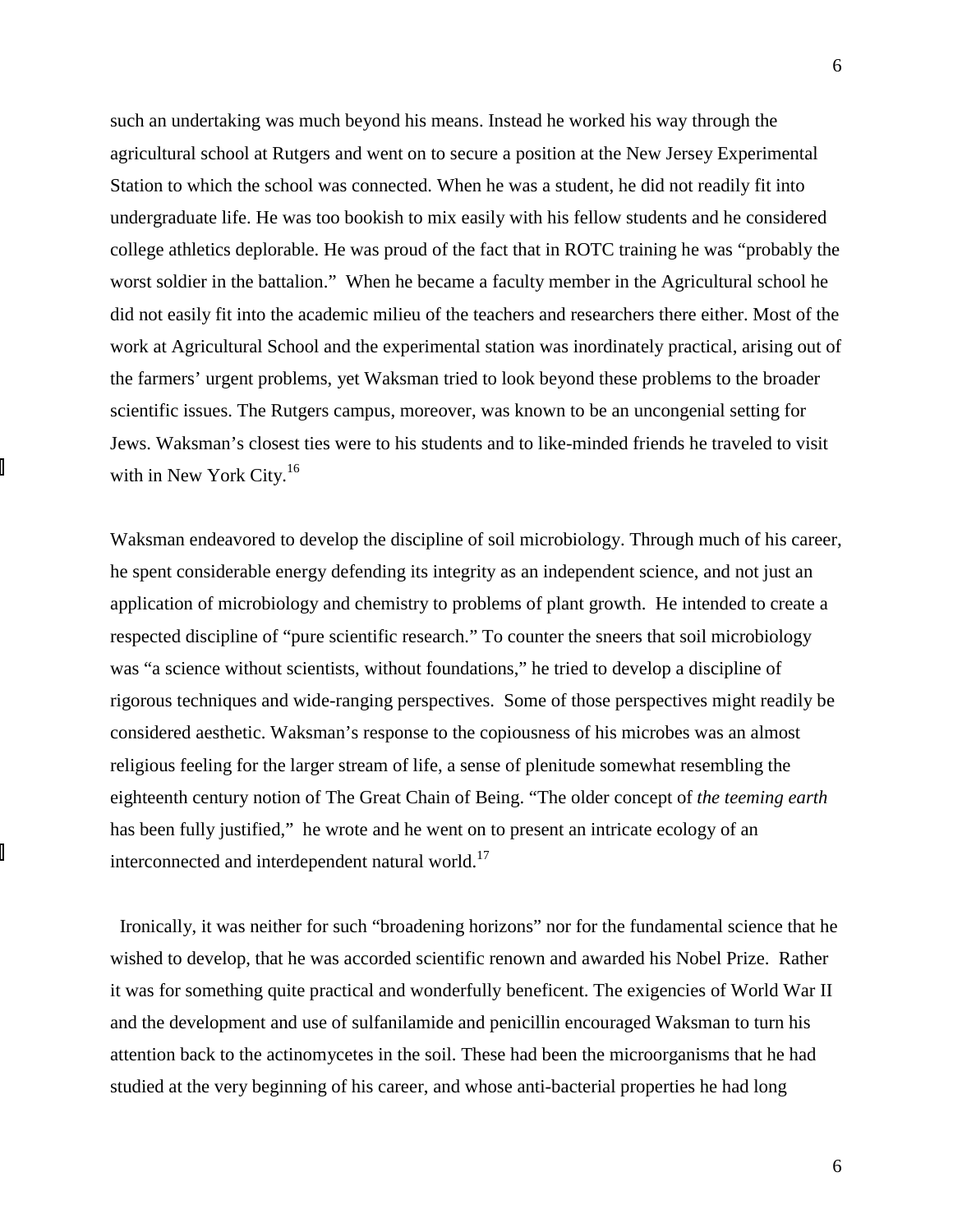such an undertaking was much beyond his means. Instead he worked his way through the agricultural school at Rutgers and went on to secure a position at the New Jersey Experimental Station to which the school was connected. When he was a student, he did not readily fit into undergraduate life. He was too bookish to mix easily with his fellow students and he considered college athletics deplorable. He was proud of the fact that in ROTC training he was "probably the worst soldier in the battalion." When he became a faculty member in the Agricultural school he did not easily fit into the academic milieu of the teachers and researchers there either. Most of the work at Agricultural School and the experimental station was inordinately practical, arising out of the farmers' urgent problems, yet Waksman tried to look beyond these problems to the broader scientific issues. The Rutgers campus, moreover, was known to be an uncongenial setting for Jews. Waksman's closest ties were to his students and to like-minded friends he traveled to visit with in New York City.[16]

Waksman endeavored to develop the discipline of soil microbiology. Through much of his career, he spent considerable energy defending its integrity as an independent science, and not just an application of microbiology and chemistry to problems of plant growth. He intended to create a respected discipline of "pure scientific research." To counter the sneers that soil microbiology was "a science without scientists, without foundations," he tried to develop a discipline of rigorous techniques and wide-ranging perspectives. Some of those perspectives might readily be considered aesthetic. Waksman's response to the copiousness of his microbes was an almost religious feeling for the larger stream of life, a sense of plenitude somewhat resembling the eighteenth century notion of The Great Chain of Being. "The older concept of *the teeming earth* has been fully justified," he wrote and he went on to present an intricate ecology of an interconnected and interdependent natural world.[17]

Ironically, it was neither for such "broadening horizons" nor for the fundamental science that he wished to develop, that he was accorded scientific renown and awarded his Nobel Prize. Rather it was for something quite practical and wonderfully beneficent. The exigencies of World War II and the development and use of sulfanilamide and penicillin encouraged Waksman to turn his attention back to the actinomycetes in the soil. These had been the microorganisms that he had studied at the very beginning of his career, and whose anti-bacterial properties he had long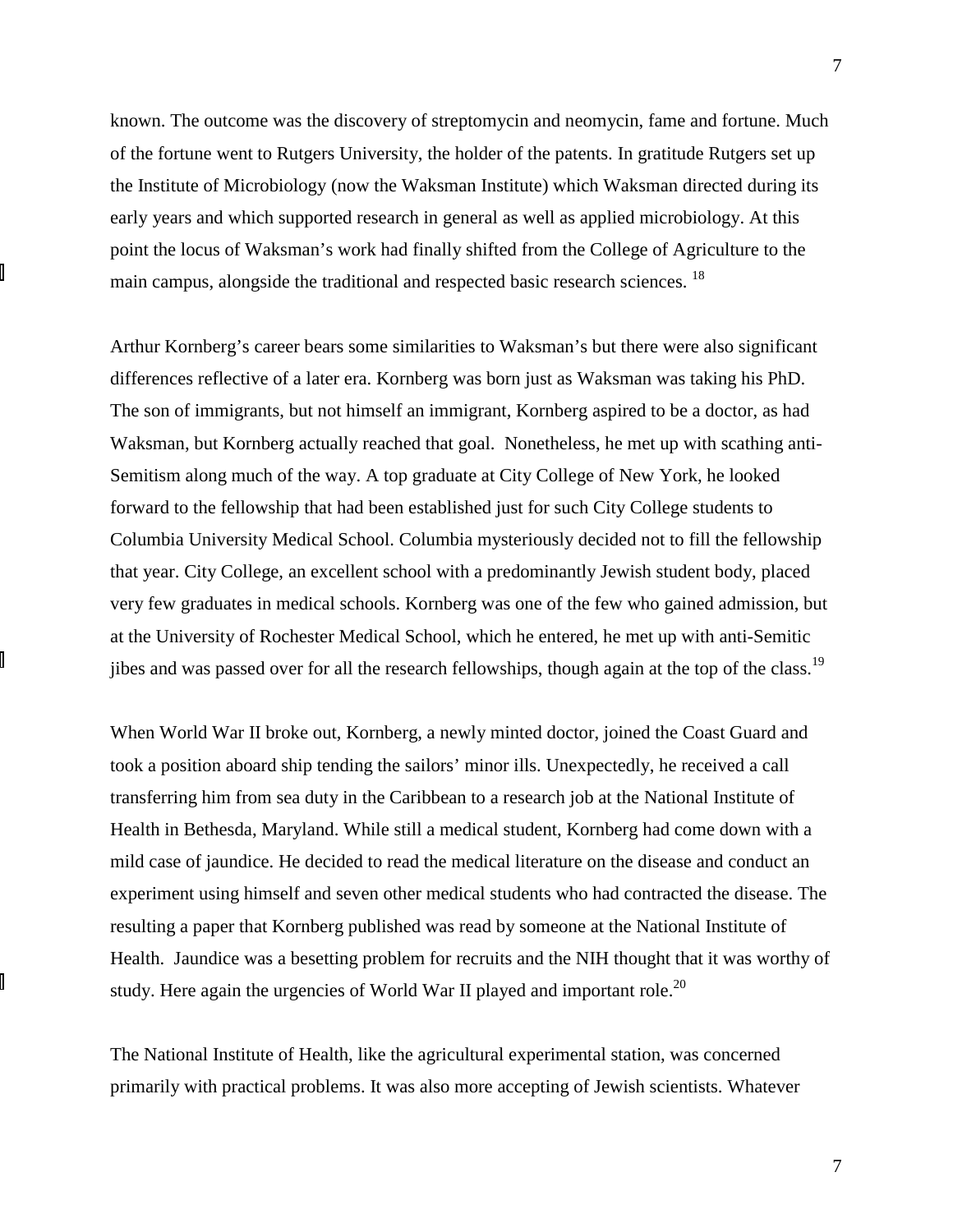known. The outcome was the discovery of streptomycin and neomycin, fame and fortune. Much of the fortune went to Rutgers University, the holder of the patents. In gratitude Rutgers set up the Institute of Microbiology (now the Waksman Institute) which Waksman directed during its early years and which supported research in general as well as applied microbiology. At this point the locus of Waksman's work had finally shifted from the College of Agriculture to the main campus, alongside the traditional and respected basic research sciences. [18]

Arthur Kornberg's career bears some similarities to Waksman's but there were also significant differences reflective of a later era. Kornberg was born just as Waksman was taking his PhD. The son of immigrants, but not himself an immigrant, Kornberg aspired to be a doctor, as had Waksman, but Kornberg actually reached that goal. Nonetheless, he met up with scathing anti-Semitism along much of the way. A top graduate at City College of New York, he looked forward to the fellowship that had been established just for such City College students to Columbia University Medical School. Columbia mysteriously decided not to fill the fellowship that year. City College, an excellent school with a predominantly Jewish student body, placed very few graduates in medical schools. Kornberg was one of the few who gained admission, but at the University of Rochester Medical School, which he entered, he met up with anti-Semitic jibes and was passed over for all the research fellowships, though again at the top of the class.[19]

When World War II broke out, Kornberg, a newly minted doctor, joined the Coast Guard and took a position aboard ship tending the sailors' minor ills. Unexpectedly, he received a call transferring him from sea duty in the Caribbean to a research job at the National Institute of Health in Bethesda, Maryland. While still a medical student, Kornberg had come down with a mild case of jaundice. He decided to read the medical literature on the disease and conduct an experiment using himself and seven other medical students who had contracted the disease. The resulting a paper that Kornberg published was read by someone at the National Institute of Health. Jaundice was a besetting problem for recruits and the NIH thought that it was worthy of study. Here again the urgencies of World War II played and important role.[20]

The National Institute of Health, like the agricultural experimental station, was concerned primarily with practical problems. It was also more accepting of Jewish scientists. Whatever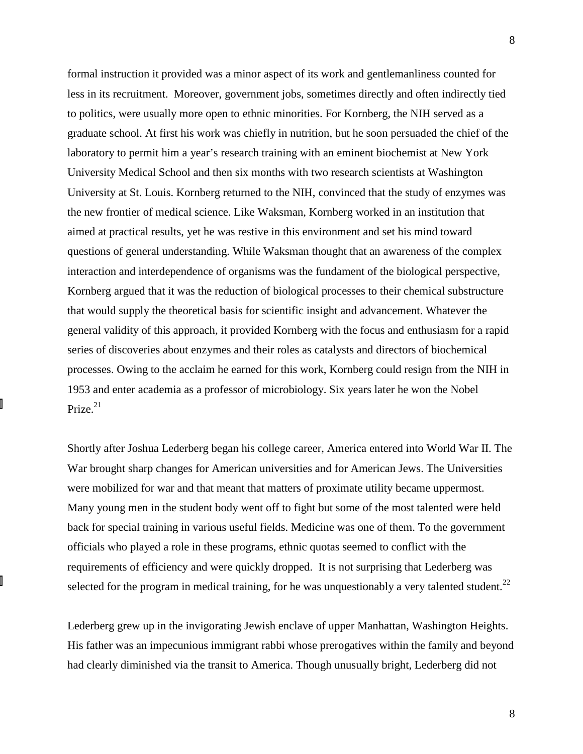formal instruction it provided was a minor aspect of its work and gentlemanliness counted for less in its recruitment. Moreover, government jobs, sometimes directly and often indirectly tied to politics, were usually more open to ethnic minorities. For Kornberg, the NIH served as a graduate school. At first his work was chiefly in nutrition, but he soon persuaded the chief of the laboratory to permit him a year's research training with an eminent biochemist at New York University Medical School and then six months with two research scientists at Washington University at St. Louis. Kornberg returned to the NIH, convinced that the study of enzymes was the new frontier of medical science. Like Waksman, Kornberg worked in an institution that aimed at practical results, yet he was restive in this environment and set his mind toward questions of general understanding. While Waksman thought that an awareness of the complex interaction and interdependence of organisms was the fundament of the biological perspective, Kornberg argued that it was the reduction of biological processes to their chemical substructure that would supply the theoretical basis for scientific insight and advancement. Whatever the general validity of this approach, it provided Kornberg with the focus and enthusiasm for a rapid series of discoveries about enzymes and their roles as catalysts and directors of biochemical processes. Owing to the acclaim he earned for this work, Kornberg could resign from the NIH in 1953 and enter academia as a professor of microbiology. Six years later he won the Nobel Prize.[21]

Shortly after Joshua Lederberg began his college career, America entered into World War II. The War brought sharp changes for American universities and for American Jews. The Universities were mobilized for war and that meant that matters of proximate utility became uppermost. Many young men in the student body went off to fight but some of the most talented were held back for special training in various useful fields. Medicine was one of them. To the government officials who played a role in these programs, ethnic quotas seemed to conflict with the requirements of efficiency and were quickly dropped. It is not surprising that Lederberg was selected for the program in medical training, for he was unquestionably a very talented student.[22]

Lederberg grew up in the invigorating Jewish enclave of upper Manhattan, Washington Heights. His father was an impecunious immigrant rabbi whose prerogatives within the family and beyond had clearly diminished via the transit to America. Though unusually bright, Lederberg did not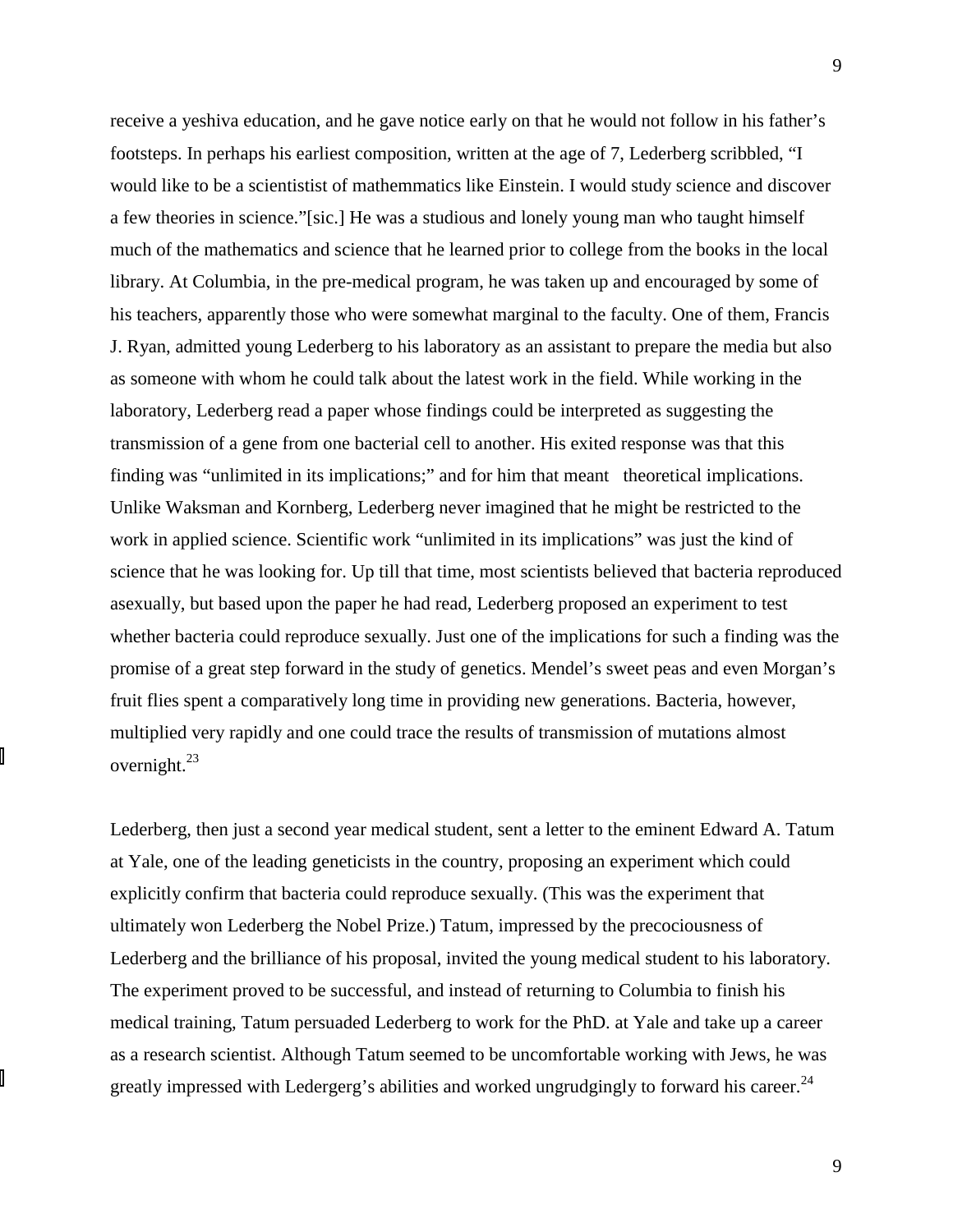receive a yeshiva education, and he gave notice early on that he would not follow in his father's footsteps. In perhaps his earliest composition, written at the age of 7, Lederberg scribbled, "I would like to be a scientistist of mathemmatics like Einstein. I would study science and discover a few theories in science."[sic.] He was a studious and lonely young man who taught himself much of the mathematics and science that he learned prior to college from the books in the local library. At Columbia, in the pre-medical program, he was taken up and encouraged by some of his teachers, apparently those who were somewhat marginal to the faculty. One of them, Francis J. Ryan, admitted young Lederberg to his laboratory as an assistant to prepare the media but also as someone with whom he could talk about the latest work in the field. While working in the laboratory, Lederberg read a paper whose findings could be interpreted as suggesting the transmission of a gene from one bacterial cell to another. His exited response was that this finding was "unlimited in its implications;" and for him that meant theoretical implications. Unlike Waksman and Kornberg, Lederberg never imagined that he might be restricted to the work in applied science. Scientific work "unlimited in its implications" was just the kind of science that he was looking for. Up till that time, most scientists believed that bacteria reproduced asexually, but based upon the paper he had read, Lederberg proposed an experiment to test whether bacteria could reproduce sexually. Just one of the implications for such a finding was the promise of a great step forward in the study of genetics. Mendel's sweet peas and even Morgan's fruit flies spent a comparatively long time in providing new generations. Bacteria, however, multiplied very rapidly and one could trace the results of transmission of mutations almost overnight.[23]

Lederberg, then just a second year medical student, sent a letter to the eminent Edward A. Tatum at Yale, one of the leading geneticists in the country, proposing an experiment which could explicitly confirm that bacteria could reproduce sexually. (This was the experiment that ultimately won Lederberg the Nobel Prize.) Tatum, impressed by the precociousness of Lederberg and the brilliance of his proposal, invited the young medical student to his laboratory. The experiment proved to be successful, and instead of returning to Columbia to finish his medical training, Tatum persuaded Lederberg to work for the PhD. at Yale and take up a career as a research scientist. Although Tatum seemed to be uncomfortable working with Jews, he was greatly impressed with Ledergerg's abilities and worked ungrudgingly to forward his career.[24]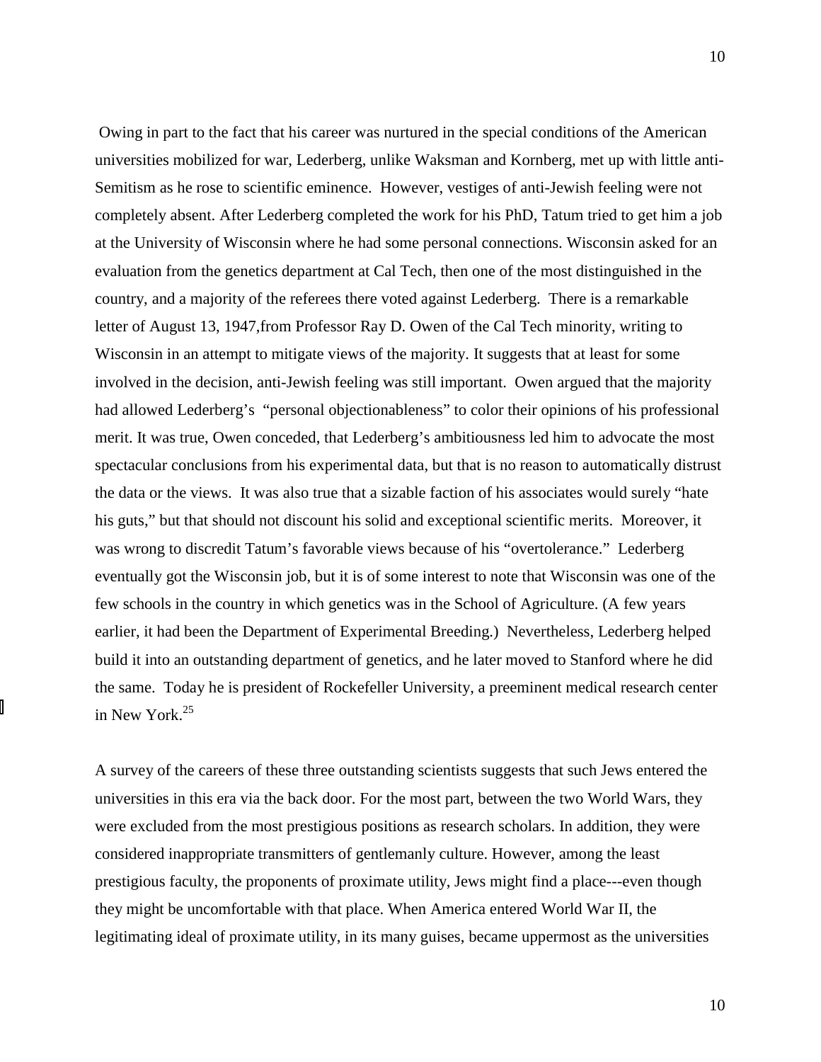Owing in part to the fact that his career was nurtured in the special conditions of the American universities mobilized for war, Lederberg, unlike Waksman and Kornberg, met up with little anti-Semitism as he rose to scientific eminence. However, vestiges of anti-Jewish feeling were not completely absent. After Lederberg completed the work for his PhD, Tatum tried to get him a job at the University of Wisconsin where he had some personal connections. Wisconsin asked for an evaluation from the genetics department at Cal Tech, then one of the most distinguished in the country, and a majority of the referees there voted against Lederberg. There is a remarkable letter of August 13, 1947,from Professor Ray D. Owen of the Cal Tech minority, writing to Wisconsin in an attempt to mitigate views of the majority. It suggests that at least for some involved in the decision, anti-Jewish feeling was still important. Owen argued that the majority had allowed Lederberg's "personal objectionableness" to color their opinions of his professional merit. It was true, Owen conceded, that Lederberg's ambitiousness led him to advocate the most spectacular conclusions from his experimental data, but that is no reason to automatically distrust the data or the views. It was also true that a sizable faction of his associates would surely "hate his guts," but that should not discount his solid and exceptional scientific merits. Moreover, it was wrong to discredit Tatum's favorable views because of his "overtolerance." Lederberg eventually got the Wisconsin job, but it is of some interest to note that Wisconsin was one of the few schools in the country in which genetics was in the School of Agriculture. (A few years earlier, it had been the Department of Experimental Breeding.) Nevertheless, Lederberg helped build it into an outstanding department of genetics, and he later moved to Stanford where he did the same. Today he is president of Rockefeller University, a preeminent medical research center in New York.[25]

A survey of the careers of these three outstanding scientists suggests that such Jews entered the universities in this era via the back door. For the most part, between the two World Wars, they were excluded from the most prestigious positions as research scholars. In addition, they were considered inappropriate transmitters of gentlemanly culture. However, among the least prestigious faculty, the proponents of proximate utility, Jews might find a place---even though they might be uncomfortable with that place. When America entered World War II, the legitimating ideal of proximate utility, in its many guises, became uppermost as the universities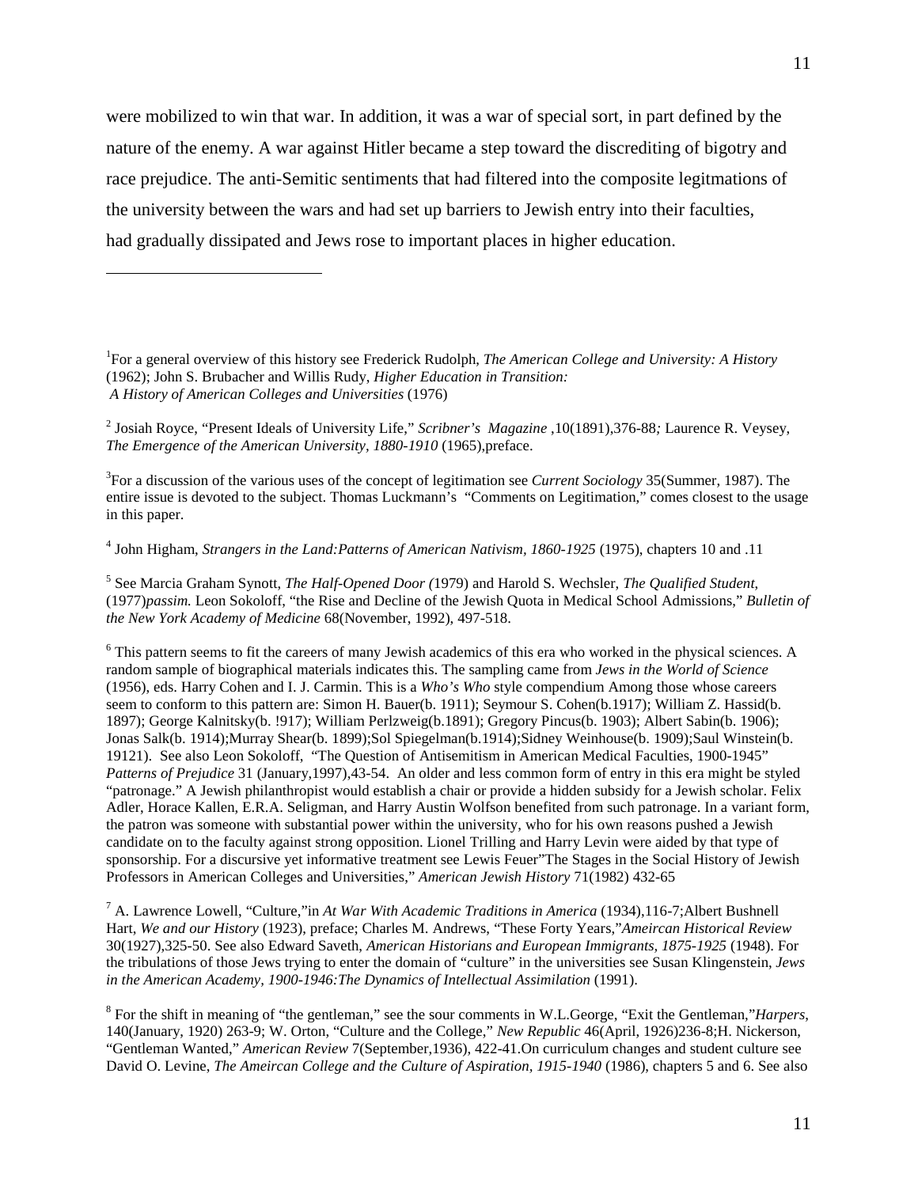were mobilized to win that war. In addition, it was a war of special sort, in part defined by the nature of the enemy. A war against Hitler became a step toward the discrediting of bigotry and race prejudice. The anti-Semitic sentiments that had filtered into the composite legitmations of the university between the wars and had set up barriers to Jewish entry into their faculties, had gradually dissipated and Jews rose to important places in higher education.

---

[1] For a general overview of this history see Frederick Rudolph, *The American College and University: A History* (1962); John S. Brubacher and Willis Rudy, *Higher Education in Transition: A History of American Colleges and Universities* (1976)

[2] Josiah Royce, "Present Ideals of University Life," *Scribner's Magazine* ,10(1891),376-88*;* Laurence R. Veysey, *The Emergence of the American University, 1880-1910* (1965),preface.

[3] For a discussion of the various uses of the concept of legitimation see *Current Sociology* 35(Summer, 1987). The entire issue is devoted to the subject. Thomas Luckmann's "Comments on Legitimation," comes closest to the usage in this paper.

[4] John Higham, *Strangers in the Land:Patterns of American Nativism, 1860-1925* (1975), chapters 10 and .11

[5] See Marcia Graham Synott, *The Half-Opened Door (*1979) and Harold S. Wechsler, *The Qualified Student*, (1977)*passim.* Leon Sokoloff, "the Rise and Decline of the Jewish Quota in Medical School Admissions," *Bulletin of the New York Academy of Medicine* 68(November, 1992), 497-518.

[6] This pattern seems to fit the careers of many Jewish academics of this era who worked in the physical sciences. A random sample of biographical materials indicates this. The sampling came from *Jews in the World of Science* (1956), eds. Harry Cohen and I. J. Carmin. This is a *Who's Who* style compendium Among those whose careers seem to conform to this pattern are: Simon H. Bauer(b. 1911); Seymour S. Cohen(b.1917); William Z. Hassid(b. 1897); George Kalnitsky(b. !917); William Perlzweig(b.1891); Gregory Pincus(b. 1903); Albert Sabin(b. 1906); Jonas Salk(b. 1914);Murray Shear(b. 1899);Sol Spiegelman(b.1914);Sidney Weinhouse(b. 1909);Saul Winstein(b. 19121). See also Leon Sokoloff, "The Question of Antisemitism in American Medical Faculties, 1900-1945" *Patterns of Prejudice* 31 (January,1997),43-54. An older and less common form of entry in this era might be styled "patronage." A Jewish philanthropist would establish a chair or provide a hidden subsidy for a Jewish scholar. Felix Adler, Horace Kallen, E.R.A. Seligman, and Harry Austin Wolfson benefited from such patronage. In a variant form, the patron was someone with substantial power within the university, who for his own reasons pushed a Jewish candidate on to the faculty against strong opposition. Lionel Trilling and Harry Levin were aided by that type of sponsorship. For a discursive yet informative treatment see Lewis Feuer"The Stages in the Social History of Jewish Professors in American Colleges and Universities," *American Jewish History* 71(1982) 432-65

[7] A. Lawrence Lowell, "Culture,"in *At War With Academic Traditions in America* (1934),116-7;Albert Bushnell Hart, *We and our History* (1923), preface; Charles M. Andrews, "These Forty Years,"*Ameircan Historical Review* 30(1927),325-50. See also Edward Saveth, *American Historians and European Immigrants, 1875-1925* (1948). For the tribulations of those Jews trying to enter the domain of "culture" in the universities see Susan Klingenstein, *Jews in the American Academy, 1900-1946:The Dynamics of Intellectual Assimilation* (1991).

[8] For the shift in meaning of "the gentleman," see the sour comments in W.L.George, "Exit the Gentleman,"*Harpers*, 140(January, 1920) 263-9; W. Orton, "Culture and the College," *New Republic* 46(April, 1926)236-8;H. Nickerson, "Gentleman Wanted," *American Review* 7(September,1936), 422-41.On curriculum changes and student culture see David O. Levine, *The Ameircan College and the Culture of Aspiration, 1915-1940* (1986), chapters 5 and 6. See also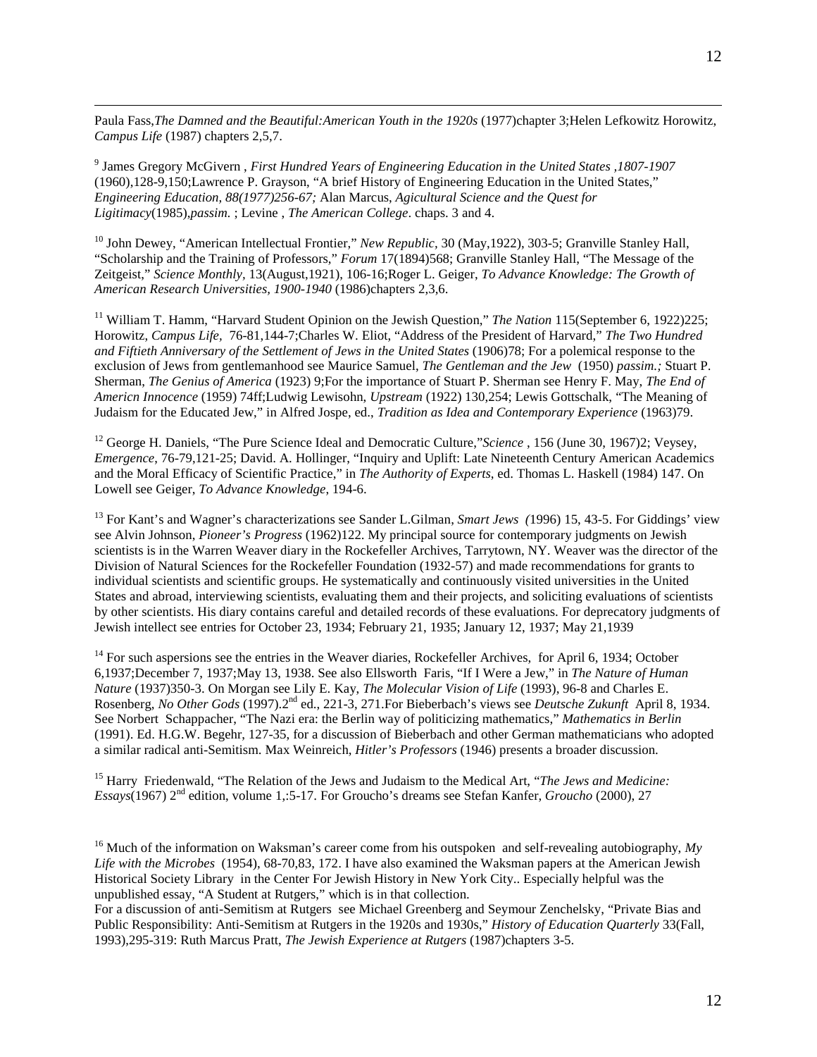Paula Fass,*The Damned and the Beautiful:American Youth in the 1920s* (1977)chapter 3;Helen Lefkowitz Horowitz, *Campus Life* (1987) chapters 2,5,7.

[9] James Gregory McGivern , *First Hundred Years of Engineering Education in the United States ,1807-1907* (1960),128-9,150;Lawrence P. Grayson, "A brief History of Engineering Education in the United States," *Engineering Education, 88(1977)256-67;* Alan Marcus, *Agicultural Science and the Quest for Ligitimacy*(1985),*passim.* ; Levine , *The American College*. chaps. 3 and 4.

[10] John Dewey, "American Intellectual Frontier," *New Republic*, 30 (May,1922), 303-5; Granville Stanley Hall, "Scholarship and the Training of Professors," *Forum* 17(1894)568; Granville Stanley Hall, "The Message of the Zeitgeist," *Science Monthly*, 13(August,1921), 106-16;Roger L. Geiger, *To Advance Knowledge: The Growth of American Research Universities, 1900-1940* (1986)chapters 2,3,6.

[11] William T. Hamm, "Harvard Student Opinion on the Jewish Question," *The Nation* 115(September 6, 1922)225; Horowitz, *Campus Life*, 76-81,144-7;Charles W. Eliot, "Address of the President of Harvard," *The Two Hundred and Fiftieth Anniversary of the Settlement of Jews in the United States* (1906)78; For a polemical response to the exclusion of Jews from gentlemanhood see Maurice Samuel, *The Gentleman and the Jew* (1950) *passim.;* Stuart P. Sherman, *The Genius of America* (1923) 9;For the importance of Stuart P. Sherman see Henry F. May, *The End of Americn Innocence* (1959) 74ff;Ludwig Lewisohn, *Upstream* (1922) 130,254; Lewis Gottschalk, "The Meaning of Judaism for the Educated Jew," in Alfred Jospe, ed., *Tradition as Idea and Contemporary Experience* (1963)79.

[12] George H. Daniels, "The Pure Science Ideal and Democratic Culture,"*Science* , 156 (June 30, 1967)2; Veysey, *Emergence*, 76-79,121-25; David. A. Hollinger, "Inquiry and Uplift: Late Nineteenth Century American Academics and the Moral Efficacy of Scientific Practice," in *The Authority of Experts*, ed. Thomas L. Haskell (1984) 147. On Lowell see Geiger, *To Advance Knowledge*, 194-6.

[13] For Kant's and Wagner's characterizations see Sander L.Gilman, *Smart Jews (*1996) 15, 43-5. For Giddings' view see Alvin Johnson, *Pioneer's Progress* (1962)122. My principal source for contemporary judgments on Jewish scientists is in the Warren Weaver diary in the Rockefeller Archives, Tarrytown, NY. Weaver was the director of the Division of Natural Sciences for the Rockefeller Foundation (1932-57) and made recommendations for grants to individual scientists and scientific groups. He systematically and continuously visited universities in the United States and abroad, interviewing scientists, evaluating them and their projects, and soliciting evaluations of scientists by other scientists. His diary contains careful and detailed records of these evaluations. For deprecatory judgments of Jewish intellect see entries for October 23, 1934; February 21, 1935; January 12, 1937; May 21,1939

[14] For such aspersions see the entries in the Weaver diaries, Rockefeller Archives, for April 6, 1934; October 6,1937;December 7, 1937;May 13, 1938. See also Ellsworth Faris, "If I Were a Jew," in *The Nature of Human Nature* (1937)350-3. On Morgan see Lily E. Kay, *The Molecular Vision of Life* (1993), 96-8 and Charles E. Rosenberg, *No Other Gods* (1997).2nd ed., 221-3, 271.For Bieberbach's views see *Deutsche Zukunft* April 8, 1934. See Norbert Schappacher, "The Nazi era: the Berlin way of politicizing mathematics," *Mathematics in Berlin* (1991). Ed. H.G.W. Begehr, 127-35, for a discussion of Bieberbach and other German mathematicians who adopted a similar radical anti-Semitism. Max Weinreich, *Hitler's Professors* (1946) presents a broader discussion.

[15] Harry Friedenwald, "The Relation of the Jews and Judaism to the Medical Art, "*The Jews and Medicine: Essays*(1967) 2nd edition, volume 1,:5-17. For Groucho's dreams see Stefan Kanfer, *Groucho* (2000), 27

[16] Much of the information on Waksman's career come from his outspoken and self-revealing autobiography, *My Life with the Microbes* (1954), 68-70,83, 172. I have also examined the Waksman papers at the American Jewish Historical Society Library in the Center For Jewish History in New York City.. Especially helpful was the unpublished essay, "A Student at Rutgers," which is in that collection.
For a discussion of anti-Semitism at Rutgers see Michael Greenberg and Seymour Zenchelsky, "Private Bias and Public Responsibility: Anti-Semitism at Rutgers in the 1920s and 1930s," *History of Education Quarterly* 33(Fall, 1993),295-319: Ruth Marcus Pratt, *The Jewish Experience at Rutgers* (1987)chapters 3-5.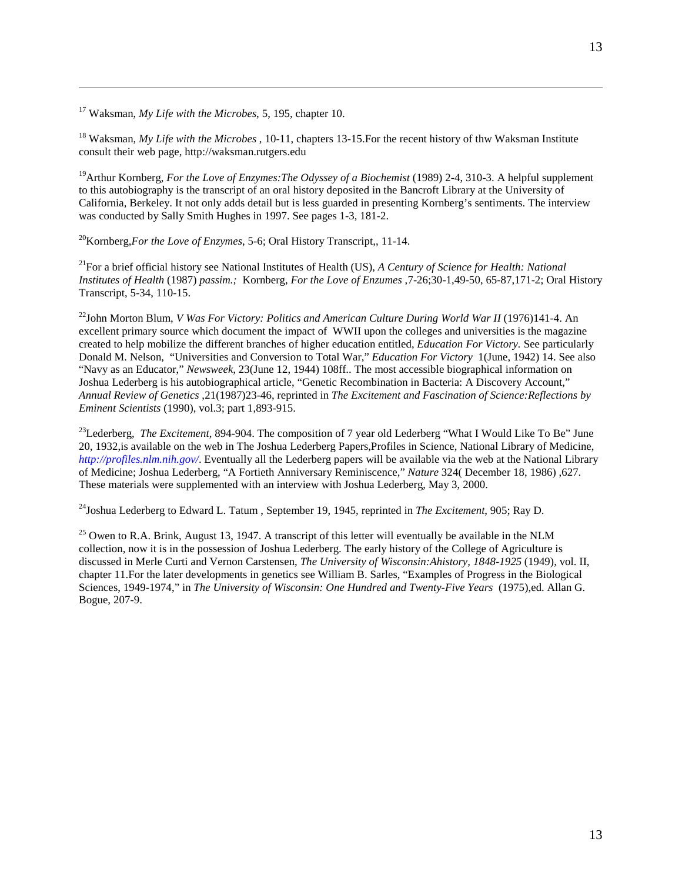[17] Waksman, *My Life with the Microbes*, 5, 195, chapter 10.

[18] Waksman, *My Life with the Microbes* , 10-11, chapters 13-15.For the recent history of thw Waksman Institute consult their web page, http://waksman.rutgers.edu

[19]Arthur Kornberg, *For the Love of Enzymes:The Odyssey of a Biochemist* (1989) 2-4, 310-3. A helpful supplement to this autobiography is the transcript of an oral history deposited in the Bancroft Library at the University of California, Berkeley. It not only adds detail but is less guarded in presenting Kornberg's sentiments. The interview was conducted by Sally Smith Hughes in 1997. See pages 1-3, 181-2.

[20]Kornberg,*For the Love of Enzymes*, 5-6; Oral History Transcript,, 11-14.

[21]For a brief official history see National Institutes of Health (US), *A Century of Science for Health: National Institutes of Health* (1987) *passim.;* Kornberg, *For the Love of Enzumes* ,7-26;30-1,49-50, 65-87,171-2; Oral History Transcript, 5-34, 110-15.

[22]John Morton Blum, *V Was For Victory: Politics and American Culture During World War II* (1976)141-4. An excellent primary source which document the impact of WWII upon the colleges and universities is the magazine created to help mobilize the different branches of higher education entitled, *Education For Victory.* See particularly Donald M. Nelson, "Universities and Conversion to Total War," *Education For Victory* 1(June, 1942) 14. See also "Navy as an Educator," *Newsweek*, 23(June 12, 1944) 108ff.. The most accessible biographical information on Joshua Lederberg is his autobiographical article, "Genetic Recombination in Bacteria: A Discovery Account," *Annual Review of Genetics* ,21(1987)23-46, reprinted in *The Excitement and Fascination of Science:Reflections by Eminent Scientists* (1990), vol.3; part 1,893-915.

[23]Lederberg, *The Excitement*, 894-904. The composition of 7 year old Lederberg "What I Would Like To Be" June 20, 1932,is available on the web in The Joshua Lederberg Papers,Profiles in Science, National Library of Medicine, *http://profiles.nlm.nih.gov/*. Eventually all the Lederberg papers will be available via the web at the National Library of Medicine; Joshua Lederberg, "A Fortieth Anniversary Reminiscence," *Nature* 324( December 18, 1986) ,627. These materials were supplemented with an interview with Joshua Lederberg, May 3, 2000.

[24]Joshua Lederberg to Edward L. Tatum , September 19, 1945, reprinted in *The Excitement*, 905; Ray D.

[25] Owen to R.A. Brink, August 13, 1947. A transcript of this letter will eventually be available in the NLM collection, now it is in the possession of Joshua Lederberg. The early history of the College of Agriculture is discussed in Merle Curti and Vernon Carstensen, *The University of Wisconsin:Ahistory, 1848-1925* (1949), vol. II, chapter 11.For the later developments in genetics see William B. Sarles, "Examples of Progress in the Biological Sciences, 1949-1974," in *The University of Wisconsin: One Hundred and Twenty-Five Years* (1975),ed. Allan G. Bogue, 207-9.